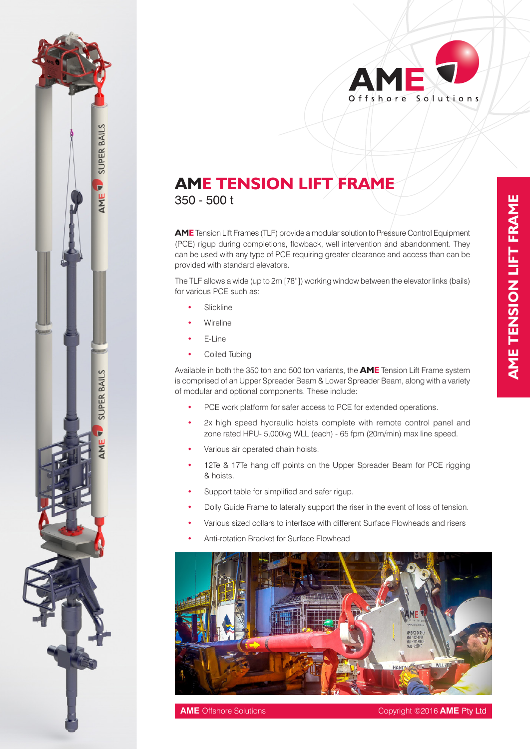AME Offshore Solutions

# AME TENSION LIFT FRAME

350 - 500 t

**AME** Tension Lift Frames (TLF) provide a modular solution to Pressure Control Equipment (PCE) rigup during completions, flowback, well intervention and abandonment. They can be used with any type of PCE requiring greater clearance and access than can be provided with standard elevators.

The TLF allows a wide (up to 2m [78"]) working window between the elevator links (bails) for various PCE such as:

- Slickline
- Wireline
- E-Line
- Coiled Tubing

Available in both the 350 ton and 500 ton variants, the **AME** Tension Lift Frame system is comprised of an Upper Spreader Beam & Lower Spreader Beam, along with a variety of modular and optional components. These include:

- PCE work platform for safer access to PCE for extended operations.
- 2x high speed hydraulic hoists complete with remote control panel and zone rated HPU- 5,000kg WLL (each) - 65 fpm (20m/min) max line speed.
- Various air operated chain hoists.
- 12Te & 17Te hang off points on the Upper Spreader Beam for PCE rigging & hoists.
- Support table for simplified and safer rigup.
- Dolly Guide Frame to laterally support the riser in the event of loss of tension.
- Various sized collars to interface with different Surface Flowheads and risers
- Anti-rotation Bracket for Surface Flowhead

**AME** Offshore Solutions Copyright ©2016 **AME** Pty Ltd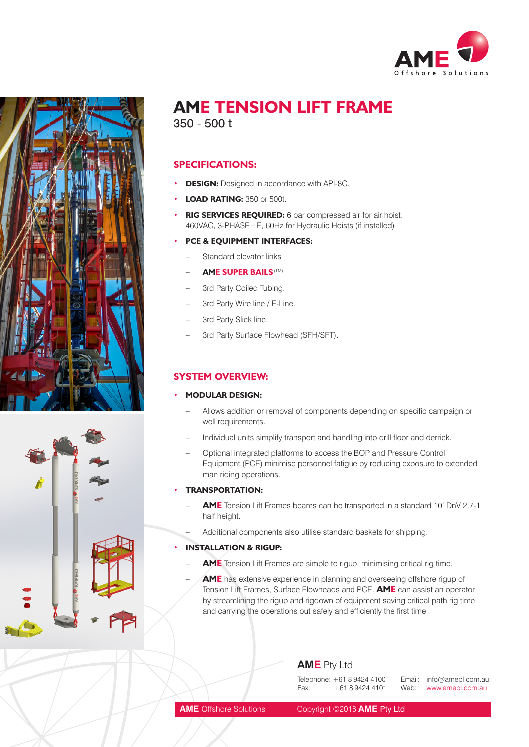# AME TENSION LIFT FRAME

350 - 500 t

## SPECIFICATIONS:

- **DESIGN:** Designed in accordance with API-8C.
- **LOAD RATING:** 350 or 500t.
- **RIG SERVICES REQUIRED:** 6 bar compressed air for air hoist. 460VAC, 3-PHASE+E, 60Hz for Hydraulic Hoists (if installed)
- **PCE & EQUIPMENT INTERFACES:**
  - Standard elevator links
  - **AME SUPER BAILS** (TM)
  - 3rd Party Coiled Tubing.
  - 3rd Party Wire line / E-Line.
  - 3rd Party Slick line.
  - 3rd Party Surface Flowhead (SFH/SFT).

## SYSTEM OVERVIEW:

- **MODULAR DESIGN:**
  - Allows addition or removal of components depending on specific campaign or well requirements.
  - Individual units simplify transport and handling into drill floor and derrick.
  - Optional integrated platforms to access the BOP and Pressure Control Equipment (PCE) minimise personnel fatigue by reducing exposure to extended man riding operations.
- **TRANSPORTATION:**
  - **AME** Tension Lift Frames beams can be transported in a standard 10' DnV 2.7-1 half height.
  - Additional components also utilise standard baskets for shipping.
- **INSTALLATION & RIGUP:**
  - **AME** Tension Lift Frames are simple to rigup, minimising critical rig time.
  - **AME** has extensive experience in planning and overseeing offshore rigup of Tension Lift Frames, Surface Flowheads and PCE. **AME** can assist an operator by streamlining the rigup and rigdown of equipment saving critical path rig time and carrying the operations out safely and efficiently the first time.

**AME** Pty Ltd

Telephone: +61 8 9424 4100
Fax: +61 8 9424 4101
Email: info@amepl.com.au
Web: www.amepl.com.au

**AME** Offshore Solutions — Copyright ©2016 **AME** Pty Ltd